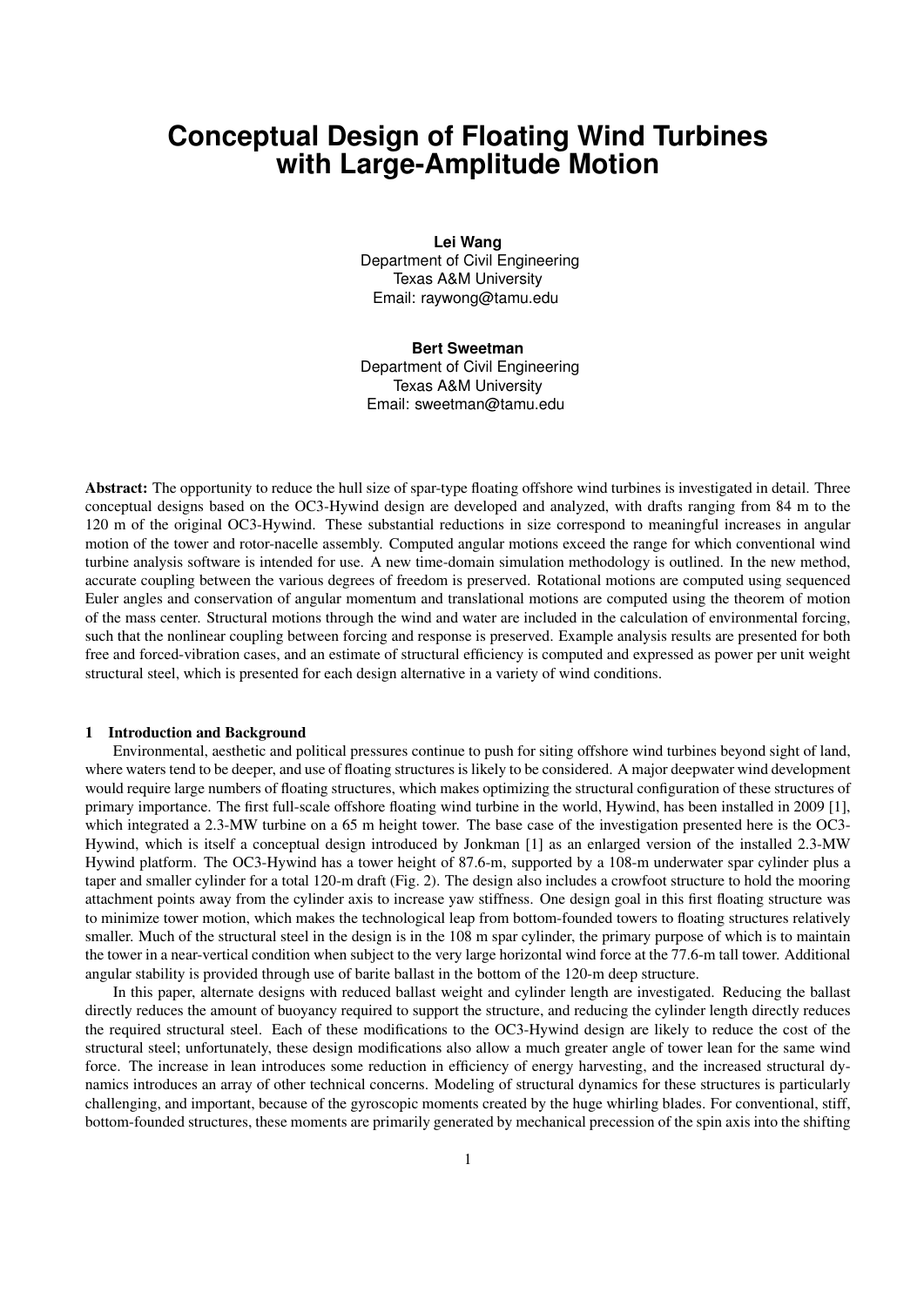# Conceptual Design of Floating Wind Turbines with Large-Amplitude Motion

**Lei Wang**
Department of Civil Engineering
Texas A&M University
Email: raywong@tamu.edu

**Bert Sweetman**
Department of Civil Engineering
Texas A&M University
Email: sweetman@tamu.edu

**Abstract:** The opportunity to reduce the hull size of spar-type floating offshore wind turbines is investigated in detail. Three conceptual designs based on the OC3-Hywind design are developed and analyzed, with drafts ranging from 84 m to the 120 m of the original OC3-Hywind. These substantial reductions in size correspond to meaningful increases in angular motion of the tower and rotor-nacelle assembly. Computed angular motions exceed the range for which conventional wind turbine analysis software is intended for use. A new time-domain simulation methodology is outlined. In the new method, accurate coupling between the various degrees of freedom is preserved. Rotational motions are computed using sequenced Euler angles and conservation of angular momentum and translational motions are computed using the theorem of motion of the mass center. Structural motions through the wind and water are included in the calculation of environmental forcing, such that the nonlinear coupling between forcing and response is preserved. Example analysis results are presented for both free and forced-vibration cases, and an estimate of structural efficiency is computed and expressed as power per unit weight structural steel, which is presented for each design alternative in a variety of wind conditions.

## 1 Introduction and Background

Environmental, aesthetic and political pressures continue to push for siting offshore wind turbines beyond sight of land, where waters tend to be deeper, and use of floating structures is likely to be considered. A major deepwater wind development would require large numbers of floating structures, which makes optimizing the structural configuration of these structures of primary importance. The first full-scale offshore floating wind turbine in the world, Hywind, has been installed in 2009 [1], which integrated a 2.3-MW turbine on a 65 m height tower. The base case of the investigation presented here is the OC3-Hywind, which is itself a conceptual design introduced by Jonkman [1] as an enlarged version of the installed 2.3-MW Hywind platform. The OC3-Hywind has a tower height of 87.6-m, supported by a 108-m underwater spar cylinder plus a taper and smaller cylinder for a total 120-m draft (Fig. 2). The design also includes a crowfoot structure to hold the mooring attachment points away from the cylinder axis to increase yaw stiffness. One design goal in this first floating structure was to minimize tower motion, which makes the technological leap from bottom-founded towers to floating structures relatively smaller. Much of the structural steel in the design is in the 108 m spar cylinder, the primary purpose of which is to maintain the tower in a near-vertical condition when subject to the very large horizontal wind force at the 77.6-m tall tower. Additional angular stability is provided through use of barite ballast in the bottom of the 120-m deep structure.

In this paper, alternate designs with reduced ballast weight and cylinder length are investigated. Reducing the ballast directly reduces the amount of buoyancy required to support the structure, and reducing the cylinder length directly reduces the required structural steel. Each of these modifications to the OC3-Hywind design are likely to reduce the cost of the structural steel; unfortunately, these design modifications also allow a much greater angle of tower lean for the same wind force. The increase in lean introduces some reduction in efficiency of energy harvesting, and the increased structural dynamics introduces an array of other technical concerns. Modeling of structural dynamics for these structures is particularly challenging, and important, because of the gyroscopic moments created by the huge whirling blades. For conventional, stiff, bottom-founded structures, these moments are primarily generated by mechanical precession of the spin axis into the shifting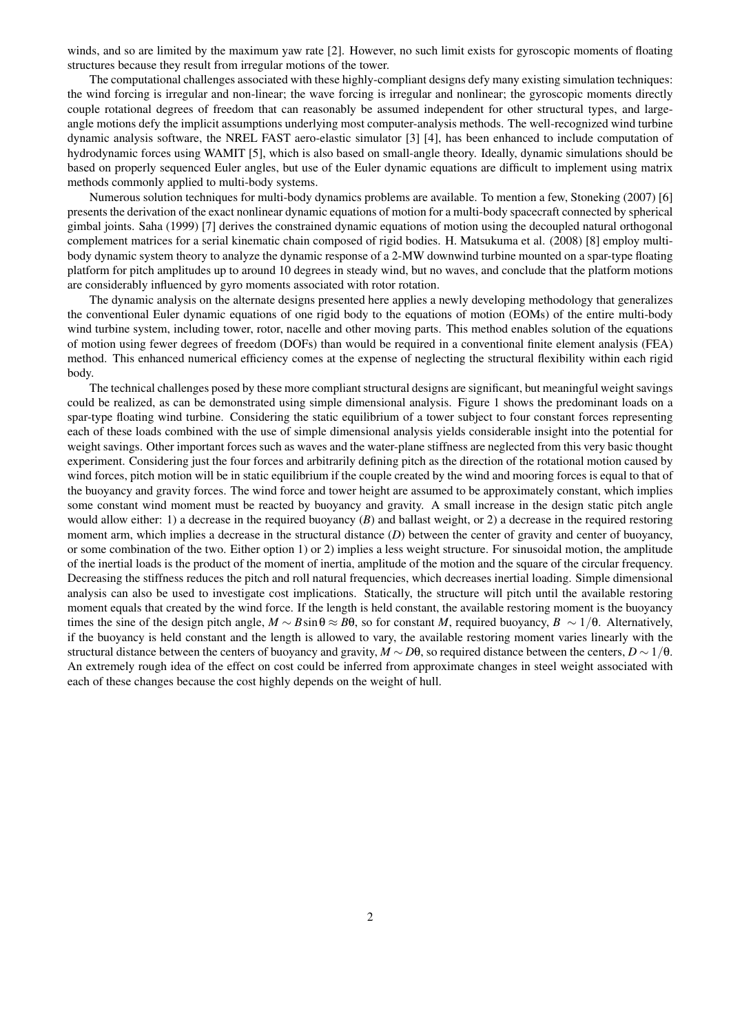winds, and so are limited by the maximum yaw rate [2]. However, no such limit exists for gyroscopic moments of floating structures because they result from irregular motions of the tower.

The computational challenges associated with these highly-compliant designs defy many existing simulation techniques: the wind forcing is irregular and non-linear; the wave forcing is irregular and nonlinear; the gyroscopic moments directly couple rotational degrees of freedom that can reasonably be assumed independent for other structural types, and large-angle motions defy the implicit assumptions underlying most computer-analysis methods. The well-recognized wind turbine dynamic analysis software, the NREL FAST aero-elastic simulator [3] [4], has been enhanced to include computation of hydrodynamic forces using WAMIT [5], which is also based on small-angle theory. Ideally, dynamic simulations should be based on properly sequenced Euler angles, but use of the Euler dynamic equations are difficult to implement using matrix methods commonly applied to multi-body systems.

Numerous solution techniques for multi-body dynamics problems are available. To mention a few, Stoneking (2007) [6] presents the derivation of the exact nonlinear dynamic equations of motion for a multi-body spacecraft connected by spherical gimbal joints. Saha (1999) [7] derives the constrained dynamic equations of motion using the decoupled natural orthogonal complement matrices for a serial kinematic chain composed of rigid bodies. H. Matsukuma et al. (2008) [8] employ multi-body dynamic system theory to analyze the dynamic response of a 2-MW downwind turbine mounted on a spar-type floating platform for pitch amplitudes up to around 10 degrees in steady wind, but no waves, and conclude that the platform motions are considerably influenced by gyro moments associated with rotor rotation.

The dynamic analysis on the alternate designs presented here applies a newly developing methodology that generalizes the conventional Euler dynamic equations of one rigid body to the equations of motion (EOMs) of the entire multi-body wind turbine system, including tower, rotor, nacelle and other moving parts. This method enables solution of the equations of motion using fewer degrees of freedom (DOFs) than would be required in a conventional finite element analysis (FEA) method. This enhanced numerical efficiency comes at the expense of neglecting the structural flexibility within each rigid body.

The technical challenges posed by these more compliant structural designs are significant, but meaningful weight savings could be realized, as can be demonstrated using simple dimensional analysis. Figure 1 shows the predominant loads on a spar-type floating wind turbine. Considering the static equilibrium of a tower subject to four constant forces representing each of these loads combined with the use of simple dimensional analysis yields considerable insight into the potential for weight savings. Other important forces such as waves and the water-plane stiffness are neglected from this very basic thought experiment. Considering just the four forces and arbitrarily defining pitch as the direction of the rotational motion caused by wind forces, pitch motion will be in static equilibrium if the couple created by the wind and mooring forces is equal to that of the buoyancy and gravity forces. The wind force and tower height are assumed to be approximately constant, which implies some constant wind moment must be reacted by buoyancy and gravity. A small increase in the design static pitch angle would allow either: 1) a decrease in the required buoyancy ($B$) and ballast weight, or 2) a decrease in the required restoring moment arm, which implies a decrease in the structural distance ($D$) between the center of gravity and center of buoyancy, or some combination of the two. Either option 1) or 2) implies a less weight structure. For sinusoidal motion, the amplitude of the inertial loads is the product of the moment of inertia, amplitude of the motion and the square of the circular frequency. Decreasing the stiffness reduces the pitch and roll natural frequencies, which decreases inertial loading. Simple dimensional analysis can also be used to investigate cost implications. Statically, the structure will pitch until the available restoring moment equals that created by the wind force. If the length is held constant, the available restoring moment is the buoyancy times the sine of the design pitch angle, $M \sim B\sin\theta \approx B\theta$, so for constant $M$, required buoyancy, $B \sim 1/\theta$. Alternatively, if the buoyancy is held constant and the length is allowed to vary, the available restoring moment varies linearly with the structural distance between the centers of buoyancy and gravity, $M \sim D\theta$, so required distance between the centers, $D \sim 1/\theta$. An extremely rough idea of the effect on cost could be inferred from approximate changes in steel weight associated with each of these changes because the cost highly depends on the weight of hull.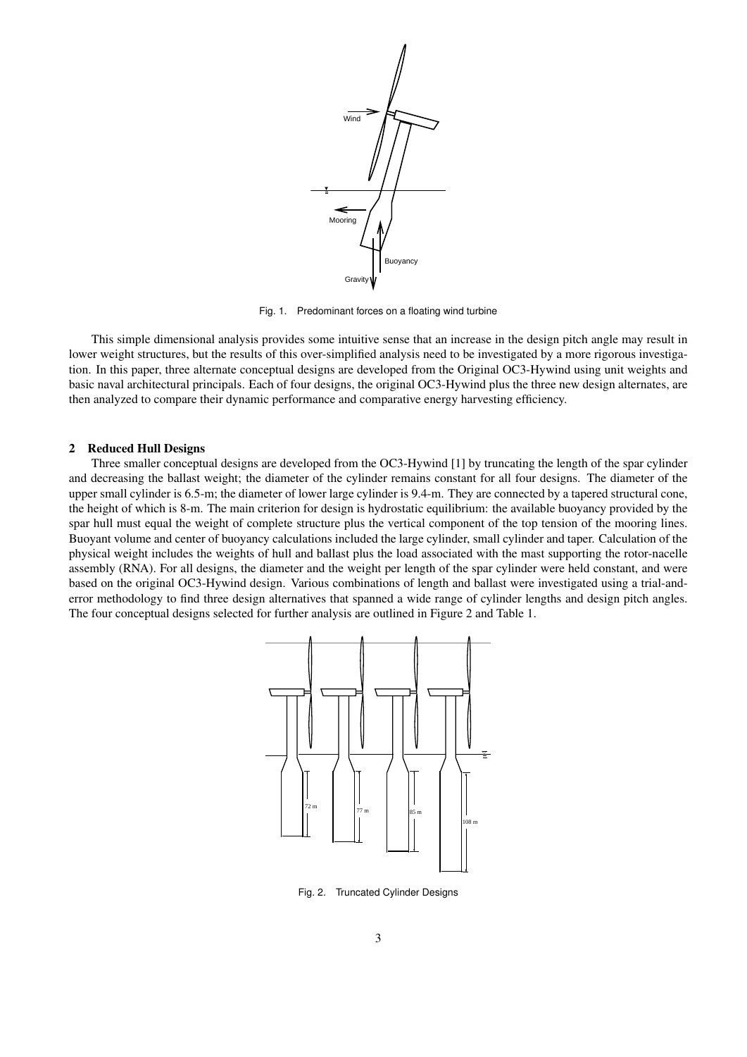Fig. 1. Predominant forces on a floating wind turbine

This simple dimensional analysis provides some intuitive sense that an increase in the design pitch angle may result in lower weight structures, but the results of this over-simplified analysis need to be investigated by a more rigorous investigation. In this paper, three alternate conceptual designs are developed from the Original OC3-Hywind using unit weights and basic naval architectural principals. Each of four designs, the original OC3-Hywind plus the three new design alternates, are then analyzed to compare their dynamic performance and comparative energy harvesting efficiency.

## 2 Reduced Hull Designs

Three smaller conceptual designs are developed from the OC3-Hywind [1] by truncating the length of the spar cylinder and decreasing the ballast weight; the diameter of the cylinder remains constant for all four designs. The diameter of the upper small cylinder is 6.5-m; the diameter of lower large cylinder is 9.4-m. They are connected by a tapered structural cone, the height of which is 8-m. The main criterion for design is hydrostatic equilibrium: the available buoyancy provided by the spar hull must equal the weight of complete structure plus the vertical component of the top tension of the mooring lines. Buoyant volume and center of buoyancy calculations included the large cylinder, small cylinder and taper. Calculation of the physical weight includes the weights of hull and ballast plus the load associated with the mast supporting the rotor-nacelle assembly (RNA). For all designs, the diameter and the weight per length of the spar cylinder were held constant, and were based on the original OC3-Hywind design. Various combinations of length and ballast were investigated using a trial-and-error methodology to find three design alternatives that spanned a wide range of cylinder lengths and design pitch angles. The four conceptual designs selected for further analysis are outlined in Figure 2 and Table 1.

Fig. 2. Truncated Cylinder Designs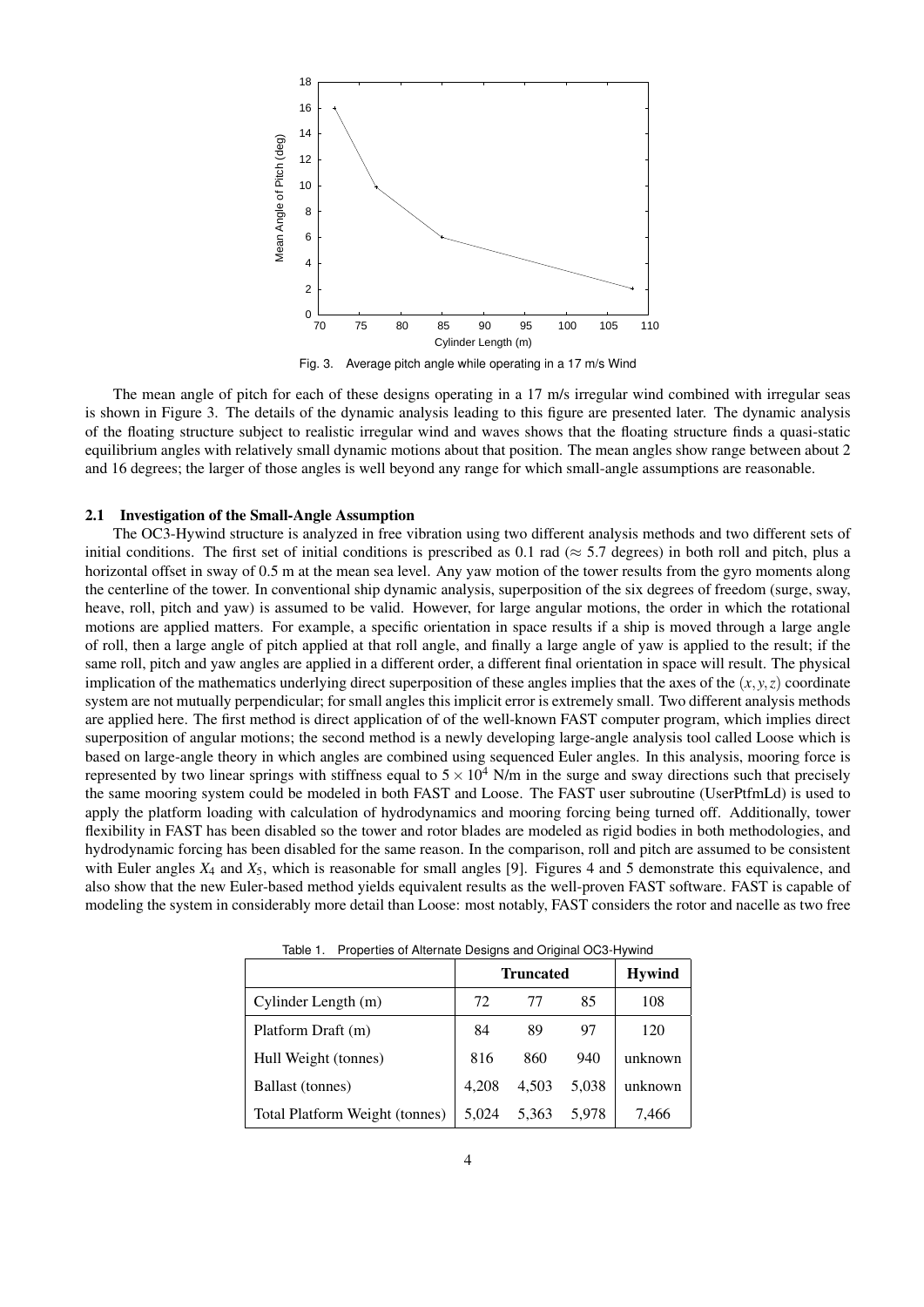Fig. 3. Average pitch angle while operating in a 17 m/s Wind

The mean angle of pitch for each of these designs operating in a 17 m/s irregular wind combined with irregular seas is shown in Figure 3. The details of the dynamic analysis leading to this figure are presented later. The dynamic analysis of the floating structure subject to realistic irregular wind and waves shows that the floating structure finds a quasi-static equilibrium angles with relatively small dynamic motions about that position. The mean angles show range between about 2 and 16 degrees; the larger of those angles is well beyond any range for which small-angle assumptions are reasonable.

### 2.1 Investigation of the Small-Angle Assumption

The OC3-Hywind structure is analyzed in free vibration using two different analysis methods and two different sets of initial conditions. The first set of initial conditions is prescribed as 0.1 rad ($\approx$ 5.7 degrees) in both roll and pitch, plus a horizontal offset in sway of 0.5 m at the mean sea level. Any yaw motion of the tower results from the gyro moments along the centerline of the tower. In conventional ship dynamic analysis, superposition of the six degrees of freedom (surge, sway, heave, roll, pitch and yaw) is assumed to be valid. However, for large angular motions, the order in which the rotational motions are applied matters. For example, a specific orientation in space results if a ship is moved through a large angle of roll, then a large angle of pitch applied at that roll angle, and finally a large angle of yaw is applied to the result; if the same roll, pitch and yaw angles are applied in a different order, a different final orientation in space will result. The physical implication of the mathematics underlying direct superposition of these angles implies that the axes of the $(x, y, z)$ coordinate system are not mutually perpendicular; for small angles this implicit error is extremely small. Two different analysis methods are applied here. The first method is direct application of of the well-known FAST computer program, which implies direct superposition of angular motions; the second method is a newly developing large-angle analysis tool called Loose which is based on large-angle theory in which angles are combined using sequenced Euler angles. In this analysis, mooring force is represented by two linear springs with stiffness equal to $5 \times 10^4$ N/m in the surge and sway directions such that precisely the same mooring system could be modeled in both FAST and Loose. The FAST user subroutine (UserPtfmLd) is used to apply the platform loading with calculation of hydrodynamics and mooring forcing being turned off. Additionally, tower flexibility in FAST has been disabled so the tower and rotor blades are modeled as rigid bodies in both methodologies, and hydrodynamic forcing has been disabled for the same reason. In the comparison, roll and pitch are assumed to be consistent with Euler angles $X_4$ and $X_5$, which is reasonable for small angles [9]. Figures 4 and 5 demonstrate this equivalence, and also show that the new Euler-based method yields equivalent results as the well-proven FAST software. FAST is capable of modeling the system in considerably more detail than Loose: most notably, FAST considers the rotor and nacelle as two free

Table 1. Properties of Alternate Designs and Original OC3-Hywind

| | Truncated | | | Hywind |
|---|---|---|---|---|
| Cylinder Length (m) | 72 | 77 | 85 | 108 |
| Platform Draft (m) | 84 | 89 | 97 | 120 |
| Hull Weight (tonnes) | 816 | 860 | 940 | unknown |
| Ballast (tonnes) | 4,208 | 4,503 | 5,038 | unknown |
| Total Platform Weight (tonnes) | 5,024 | 5,363 | 5,978 | 7,466 |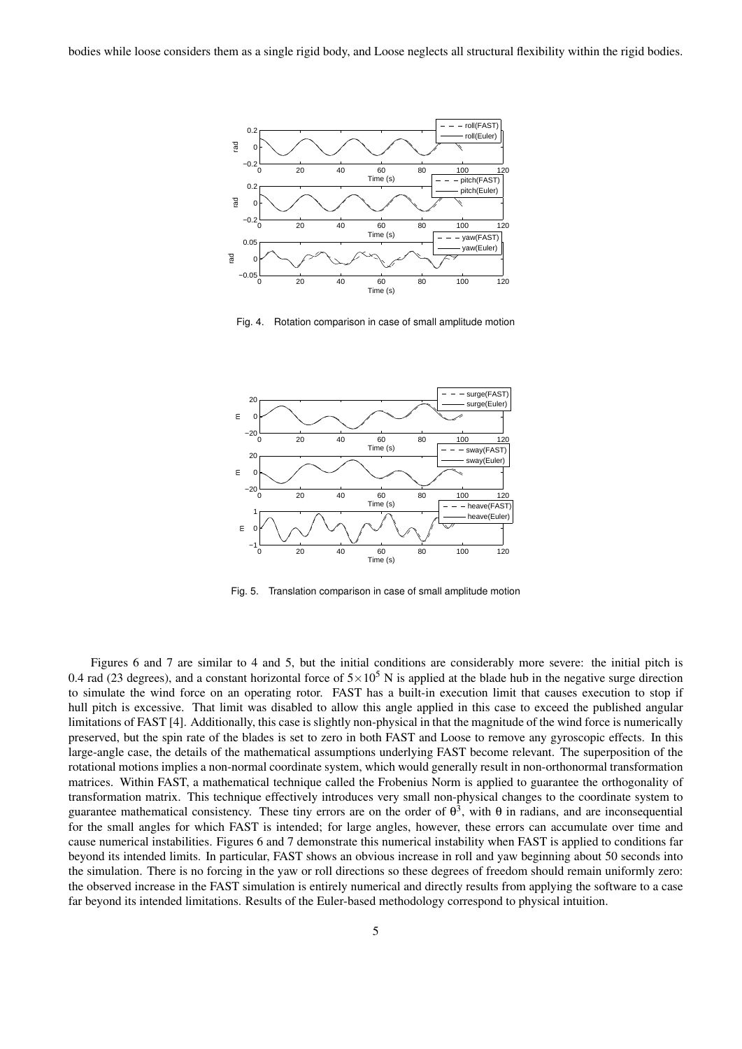bodies while loose considers them as a single rigid body, and Loose neglects all structural flexibility within the rigid bodies.

Fig. 4. Rotation comparison in case of small amplitude motion

Fig. 5. Translation comparison in case of small amplitude motion

Figures 6 and 7 are similar to 4 and 5, but the initial conditions are considerably more severe: the initial pitch is 0.4 rad (23 degrees), and a constant horizontal force of $5\times10^5$ N is applied at the blade hub in the negative surge direction to simulate the wind force on an operating rotor. FAST has a built-in execution limit that causes execution to stop if hull pitch is excessive. That limit was disabled to allow this angle applied in this case to exceed the published angular limitations of FAST [4]. Additionally, this case is slightly non-physical in that the magnitude of the wind force is numerically preserved, but the spin rate of the blades is set to zero in both FAST and Loose to remove any gyroscopic effects. In this large-angle case, the details of the mathematical assumptions underlying FAST become relevant. The superposition of the rotational motions implies a non-normal coordinate system, which would generally result in non-orthonormal transformation matrices. Within FAST, a mathematical technique called the Frobenius Norm is applied to guarantee the orthogonality of transformation matrix. This technique effectively introduces very small non-physical changes to the coordinate system to guarantee mathematical consistency. These tiny errors are on the order of $\theta^3$, with $\theta$ in radians, and are inconsequential for the small angles for which FAST is intended; for large angles, however, these errors can accumulate over time and cause numerical instabilities. Figures 6 and 7 demonstrate this numerical instability when FAST is applied to conditions far beyond its intended limits. In particular, FAST shows an obvious increase in roll and yaw beginning about 50 seconds into the simulation. There is no forcing in the yaw or roll directions so these degrees of freedom should remain uniformly zero: the observed increase in the FAST simulation is entirely numerical and directly results from applying the software to a case far beyond its intended limitations. Results of the Euler-based methodology correspond to physical intuition.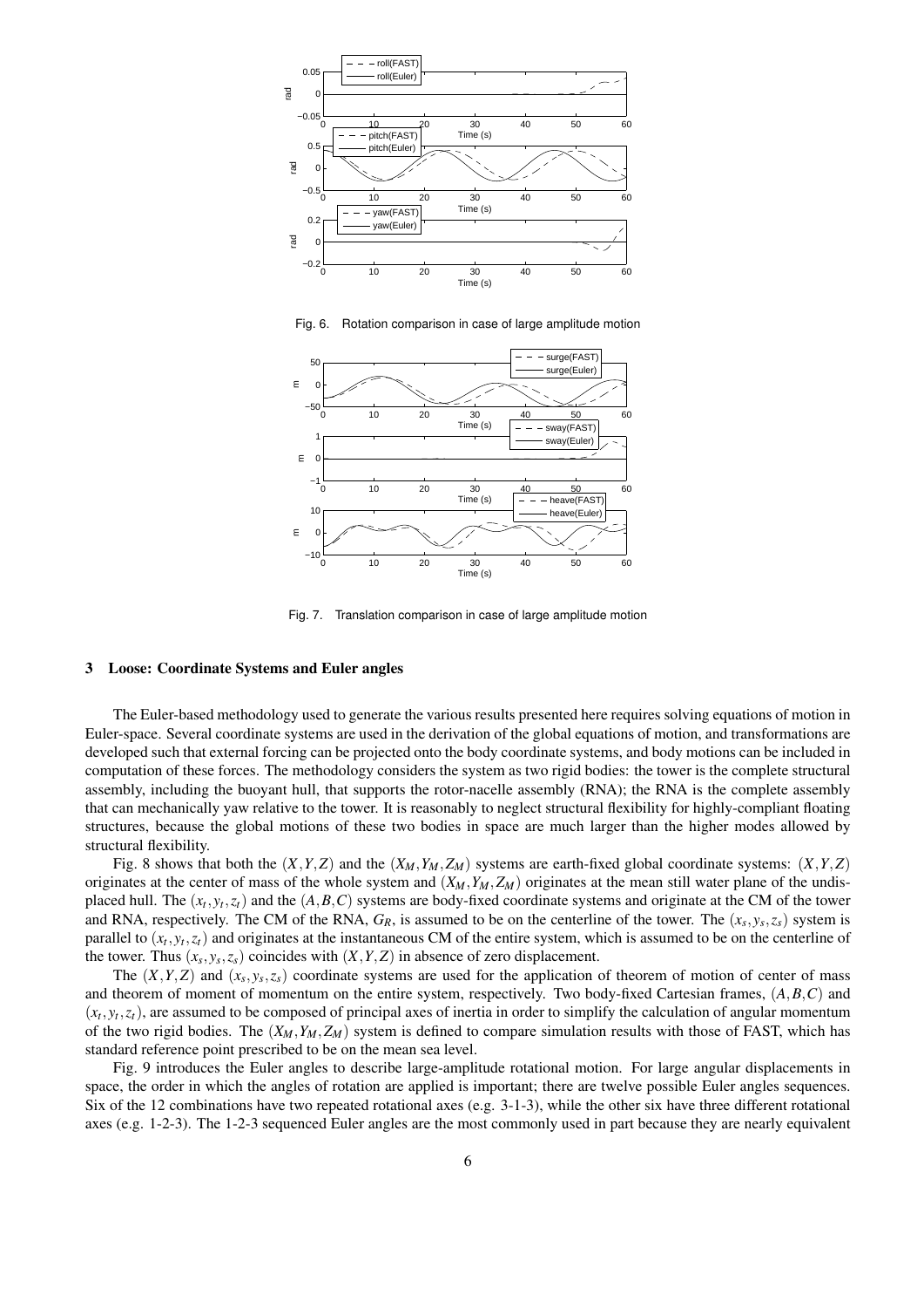Fig. 6. Rotation comparison in case of large amplitude motion

Fig. 7. Translation comparison in case of large amplitude motion

## 3 Loose: Coordinate Systems and Euler angles

The Euler-based methodology used to generate the various results presented here requires solving equations of motion in Euler-space. Several coordinate systems are used in the derivation of the global equations of motion, and transformations are developed such that external forcing can be projected onto the body coordinate systems, and body motions can be included in computation of these forces. The methodology considers the system as two rigid bodies: the tower is the complete structural assembly, including the buoyant hull, that supports the rotor-nacelle assembly (RNA); the RNA is the complete assembly that can mechanically yaw relative to the tower. It is reasonably to neglect structural flexibility for highly-compliant floating structures, because the global motions of these two bodies in space are much larger than the higher modes allowed by structural flexibility.

Fig. 8 shows that both the $(X,Y,Z)$ and the $(X_M,Y_M,Z_M)$ systems are earth-fixed global coordinate systems: $(X,Y,Z)$ originates at the center of mass of the whole system and $(X_M,Y_M,Z_M)$ originates at the mean still water plane of the undisplaced hull. The $(x_t,y_t,z_t)$ and the $(A,B,C)$ systems are body-fixed coordinate systems and originate at the CM of the tower and RNA, respectively. The CM of the RNA, $G_R$, is assumed to be on the centerline of the tower. The $(x_s,y_s,z_s)$ system is parallel to $(x_t,y_t,z_t)$ and originates at the instantaneous CM of the entire system, which is assumed to be on the centerline of the tower. Thus $(x_s,y_s,z_s)$ coincides with $(X,Y,Z)$ in absence of zero displacement.

The $(X,Y,Z)$ and $(x_s,y_s,z_s)$ coordinate systems are used for the application of theorem of motion of center of mass and theorem of moment of momentum on the entire system, respectively. Two body-fixed Cartesian frames, $(A,B,C)$ and $(x_t,y_t,z_t)$, are assumed to be composed of principal axes of inertia in order to simplify the calculation of angular momentum of the two rigid bodies. The $(X_M,Y_M,Z_M)$ system is defined to compare simulation results with those of FAST, which has standard reference point prescribed to be on the mean sea level.

Fig. 9 introduces the Euler angles to describe large-amplitude rotational motion. For large angular displacements in space, the order in which the angles of rotation are applied is important; there are twelve possible Euler angles sequences. Six of the 12 combinations have two repeated rotational axes (e.g. 3-1-3), while the other six have three different rotational axes (e.g. 1-2-3). The 1-2-3 sequenced Euler angles are the most commonly used in part because they are nearly equivalent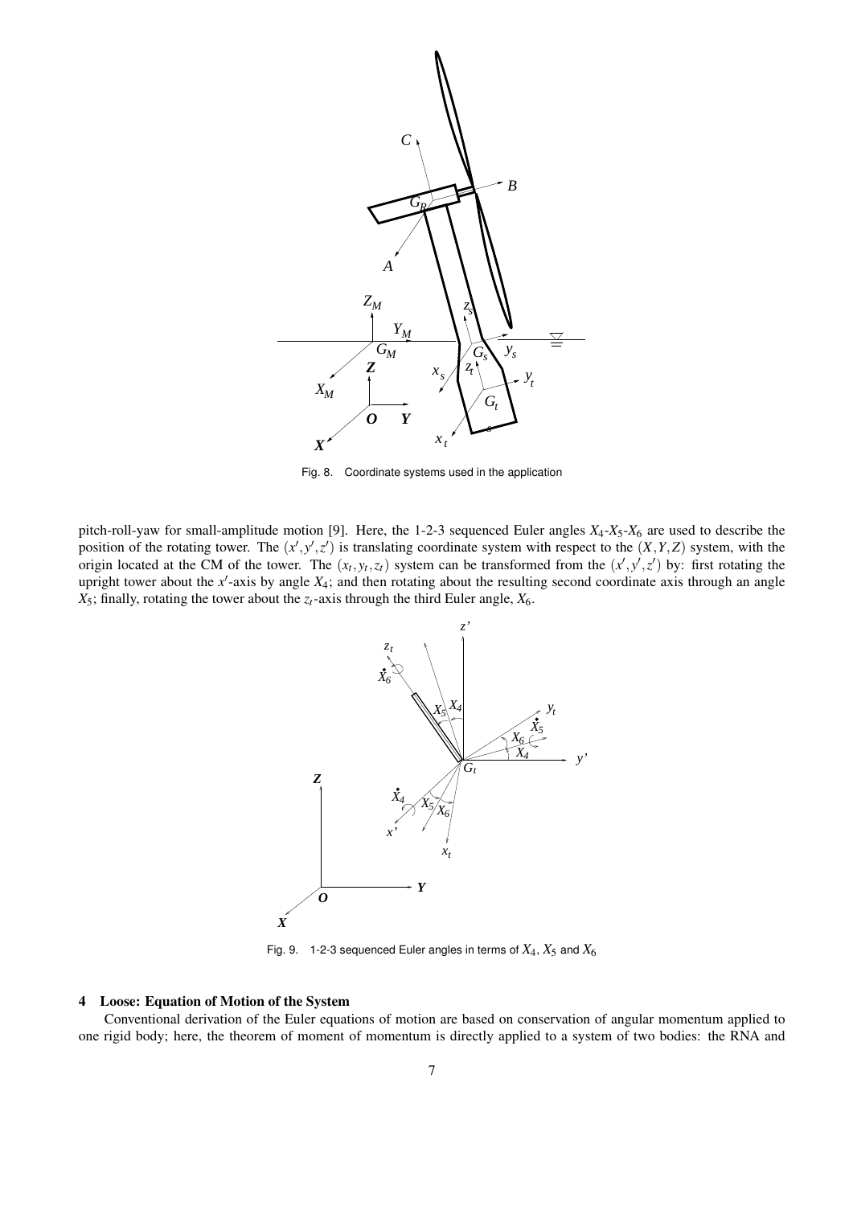Fig. 8. Coordinate systems used in the application

pitch-roll-yaw for small-amplitude motion [9]. Here, the 1-2-3 sequenced Euler angles $X_4$-$X_5$-$X_6$ are used to describe the position of the rotating tower. The $(x', y', z')$ is translating coordinate system with respect to the $(X, Y, Z)$ system, with the origin located at the CM of the tower. The $(x_t, y_t, z_t)$ system can be transformed from the $(x', y', z')$ by: first rotating the upright tower about the $x'$-axis by angle $X_4$; and then rotating about the resulting second coordinate axis through an angle $X_5$; finally, rotating the tower about the $z_t$-axis through the third Euler angle, $X_6$.

Fig. 9. 1-2-3 sequenced Euler angles in terms of $X_4$, $X_5$ and $X_6$

## 4 Loose: Equation of Motion of the System

Conventional derivation of the Euler equations of motion are based on conservation of angular momentum applied to one rigid body; here, the theorem of moment of momentum is directly applied to a system of two bodies: the RNA and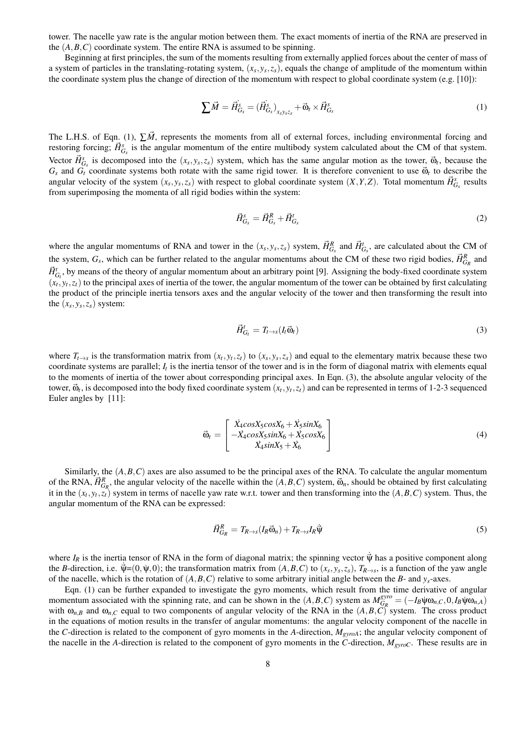tower. The nacelle yaw rate is the angular motion between them. The exact moments of inertia of the RNA are preserved in the $(A,B,C)$ coordinate system. The entire RNA is assumed to be spinning.

Beginning at first principles, the sum of the moments resulting from externally applied forces about the center of mass of a system of particles in the translating-rotating system, $(x_s, y_s, z_s)$, equals the change of amplitude of the momentum within the coordinate system plus the change of direction of the momentum with respect to global coordinate system (e.g. [10]):

$$\sum \vec{M} = \dot{\vec{H}}^s_{G_s} = (\dot{\vec{H}}^s_{G_s})_{x_s y_s z_s} + \vec{\omega}_t \times \vec{H}^s_{G_s} \tag{1}$$

The L.H.S. of Eqn. (1), $\sum \vec{M}$, represents the moments from all of external forces, including environmental forcing and restoring forcing; $\vec{H}^s_{G_s}$ is the angular momentum of the entire multibody system calculated about the CM of that system. Vector $\vec{H}^s_{G_s}$ is decomposed into the $(x_s, y_s, z_s)$ system, which has the same angular motion as the tower, $\vec{\omega}_t$, because the $G_s$ and $G_t$ coordinate systems both rotate with the same rigid tower. It is therefore convenient to use $\vec{\omega}_t$ to describe the angular velocity of the system $(x_s, y_s, z_s)$ with respect to global coordinate system $(X,Y,Z)$. Total momentum $\vec{H}^s_{G_s}$ results from superimposing the momenta of all rigid bodies within the system:

$$\vec{H}^s_{G_s} = \vec{H}^R_{G_s} + \vec{H}^t_{G_s} \tag{2}$$

where the angular momentums of RNA and tower in the $(x_s, y_s, z_s)$ system, $\vec{H}^R_{G_s}$ and $\vec{H}^t_{G_s}$, are calculated about the CM of the system, $G_s$, which can be further related to the angular momentums about the CM of these two rigid bodies, $\vec{H}^R_{G_R}$ and $\vec{H}^t_{G_t}$, by means of the theory of angular momentum about an arbitrary point [9]. Assigning the body-fixed coordinate system $(x_t, y_t, z_t)$ to the principal axes of inertia of the tower, the angular momentum of the tower can be obtained by first calculating the product of the principle inertia tensors axes and the angular velocity of the tower and then transforming the result into the $(x_s, y_s, z_s)$ system:

$$\vec{H}^t_{G_t} = T_{t\to s}(I_t \vec{\omega}_t) \tag{3}$$

where $T_{t\to s}$ is the transformation matrix from $(x_t, y_t, z_t)$ to $(x_s, y_s, z_s)$ and equal to the elementary matrix because these two coordinate systems are parallel; $I_t$ is the inertia tensor of the tower and is in the form of diagonal matrix with elements equal to the moments of inertia of the tower about corresponding principal axes. In Eqn. (3), the absolute angular velocity of the tower, $\vec{\omega}_t$, is decomposed into the body fixed coordinate system $(x_t, y_t, z_t)$ and can be represented in terms of 1-2-3 sequenced Euler angles by [11]:

$$\vec{\omega}_t = \begin{bmatrix} \dot{X}_4 cosX_5 cosX_6 + \dot{X}_5 sinX_6 \\ -\dot{X}_4 cosX_5 sinX_6 + \dot{X}_5 cosX_6 \\ \dot{X}_4 sinX_5 + \dot{X}_6 \end{bmatrix} \tag{4}$$

Similarly, the $(A,B,C)$ axes are also assumed to be the principal axes of the RNA. To calculate the angular momentum of the RNA, $\vec{H}^R_{G_R}$, the angular velocity of the nacelle within the $(A,B,C)$ system, $\vec{\omega}_n$, should be obtained by first calculating it in the $(x_t, y_t, z_t)$ system in terms of nacelle yaw rate w.r.t. tower and then transforming into the $(A,B,C)$ system. Thus, the angular momentum of the RNA can be expressed:

$$\vec{H}^R_{G_R} = T_{R\to s}(I_R \vec{\omega}_n) + T_{R\to s} I_R \dot{\vec{\psi}} \tag{5}$$

where $I_R$ is the inertia tensor of RNA in the form of diagonal matrix; the spinning vector $\dot{\vec{\psi}}$ has a positive component along the $B$-direction, i.e. $\dot{\vec{\psi}}=(0,\dot{\psi},0)$; the transformation matrix from $(A,B,C)$ to $(x_s, y_s, z_s)$, $T_{R\to s}$, is a function of the yaw angle of the nacelle, which is the rotation of $(A,B,C)$ relative to some arbitrary initial angle between the $B$- and $y_s$-axes.

Eqn. (1) can be further expanded to investigate the gyro moments, which result from the time derivative of angular momentum associated with the spinning rate, and can be shown in the $(A,B,C)$ system as $M^{gyro}_{G_R} = (-I_B\dot{\psi}\omega_{n,C}, 0, I_B\dot{\psi}\omega_{n,A})$ with $\omega_{n,B}$ and $\omega_{n,C}$ equal to two components of angular velocity of the RNA in the $(A,B,C)$ system. The cross product in the equations of motion results in the transfer of angular momentums: the angular velocity component of the nacelle in the $C$-direction is related to the component of gyro moments in the $A$-direction, $M_{gyroA}$; the angular velocity component of the nacelle in the $A$-direction is related to the component of gyro moments in the $C$-direction, $M_{gyroC}$. These results are in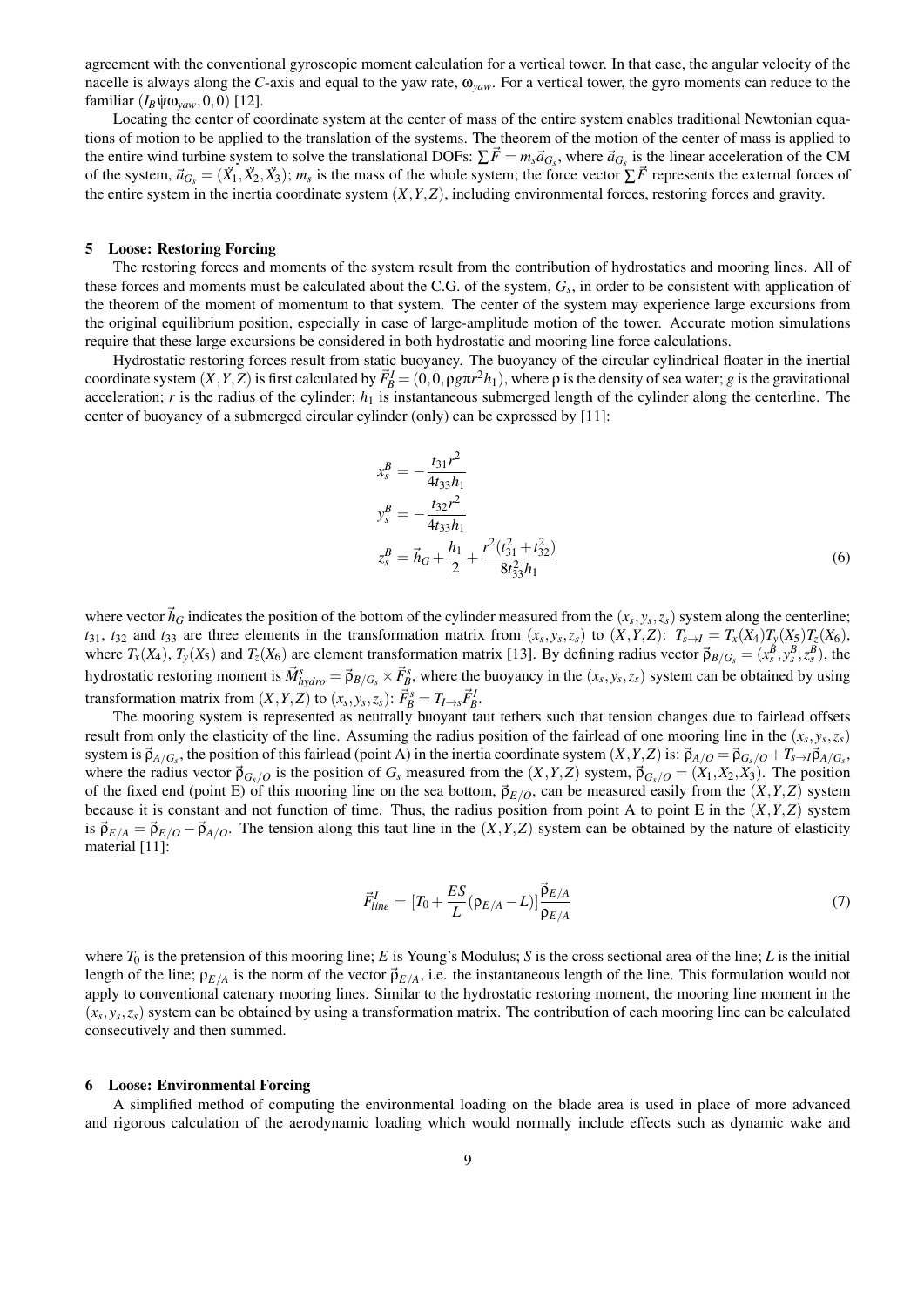agreement with the conventional gyroscopic moment calculation for a vertical tower. In that case, the angular velocity of the nacelle is always along the $C$-axis and equal to the yaw rate, $\omega_{yaw}$. For a vertical tower, the gyro moments can reduce to the familiar $(I_B\dot{\psi}\omega_{yaw}, 0, 0)$ [12].

Locating the center of coordinate system at the center of mass of the entire system enables traditional Newtonian equations of motion to be applied to the translation of the systems. The theorem of the motion of the center of mass is applied to the entire wind turbine system to solve the translational DOFs: $\sum\vec{F} = m_s\vec{a}_{G_s}$, where $\vec{a}_{G_s}$ is the linear acceleration of the CM of the system, $\vec{a}_{G_s} = (\ddot{X}_1, \ddot{X}_2, \ddot{X}_3)$; $m_s$ is the mass of the whole system; the force vector $\sum\vec{F}$ represents the external forces of the entire system in the inertia coordinate system $(X,Y,Z)$, including environmental forces, restoring forces and gravity.

## 5 Loose: Restoring Forcing

The restoring forces and moments of the system result from the contribution of hydrostatics and mooring lines. All of these forces and moments must be calculated about the C.G. of the system, $G_s$, in order to be consistent with application of the theorem of the moment of momentum to that system. The center of the system may experience large excursions from the original equilibrium position, especially in case of large-amplitude motion of the tower. Accurate motion simulations require that these large excursions be considered in both hydrostatic and mooring line force calculations.

Hydrostatic restoring forces result from static buoyancy. The buoyancy of the circular cylindrical floater in the inertial coordinate system $(X,Y,Z)$ is first calculated by $\vec{F}_B^I = (0, 0, \rho g \pi r^2 h_1)$, where $\rho$ is the density of sea water; $g$ is the gravitational acceleration; $r$ is the radius of the cylinder; $h_1$ is instantaneous submerged length of the cylinder along the centerline. The center of buoyancy of a submerged circular cylinder (only) can be expressed by [11]:

$$
\begin{aligned}
x_s^B &= -\frac{t_{31} r^2}{4 t_{33} h_1} \\
y_s^B &= -\frac{t_{32} r^2}{4 t_{33} h_1} \\
z_s^B &= \vec{h}_G + \frac{h_1}{2} + \frac{r^2 (t_{31}^2 + t_{32}^2)}{8 t_{33}^2 h_1}
\end{aligned}
\tag{6}
$$

where vector $\vec{h}_G$ indicates the position of the bottom of the cylinder measured from the $(x_s, y_s, z_s)$ system along the centerline; $t_{31}$, $t_{32}$ and $t_{33}$ are three elements in the transformation matrix from $(x_s, y_s, z_s)$ to $(X,Y,Z)$: $T_{s\to I} = T_x(X_4) T_y(X_5) T_z(X_6)$, where $T_x(X_4)$, $T_y(X_5)$ and $T_z(X_6)$ are element transformation matrix [13]. By defining radius vector $\vec{\rho}_{B/G_s} = (x_s^B, y_s^B, z_s^B)$, the hydrostatic restoring moment is $\vec{M}_{hydro}^s = \vec{\rho}_{B/G_s} \times \vec{F}_B^s$, where the buoyancy in the $(x_s, y_s, z_s)$ system can be obtained by using transformation matrix from $(X,Y,Z)$ to $(x_s, y_s, z_s)$: $\vec{F}_B^s = T_{I\to s}\vec{F}_B^I$.

The mooring system is represented as neutrally buoyant taut tethers such that tension changes due to fairlead offsets result from only the elasticity of the line. Assuming the radius position of the fairlead of one mooring line in the $(x_s, y_s, z_s)$ system is $\vec{\rho}_{A/G_s}$, the position of this fairlead (point A) in the inertia coordinate system $(X,Y,Z)$ is: $\vec{\rho}_{A/O} = \vec{\rho}_{G_s/O} + T_{s\to I}\vec{\rho}_{A/G_s}$, where the radius vector $\vec{\rho}_{G_s/O}$ is the position of $G_s$ measured from the $(X,Y,Z)$ system, $\vec{\rho}_{G_s/O} = (X_1, X_2, X_3)$. The position of the fixed end (point E) of this mooring line on the sea bottom, $\vec{\rho}_{E/O}$, can be measured easily from the $(X,Y,Z)$ system because it is constant and not function of time. Thus, the radius position from point A to point E in the $(X,Y,Z)$ system is $\vec{\rho}_{E/A} = \vec{\rho}_{E/O} - \vec{\rho}_{A/O}$. The tension along this taut line in the $(X,Y,Z)$ system can be obtained by the nature of elasticity material [11]:

$$
\vec{F}_{line}^I = \left[T_0 + \frac{ES}{L}(\rho_{E/A} - L)\right]\frac{\vec{\rho}_{E/A}}{\rho_{E/A}}
\tag{7}
$$

where $T_0$ is the pretension of this mooring line; $E$ is Young's Modulus; $S$ is the cross sectional area of the line; $L$ is the initial length of the line; $\rho_{E/A}$ is the norm of the vector $\vec{\rho}_{E/A}$, i.e. the instantaneous length of the line. This formulation would not apply to conventional catenary mooring lines. Similar to the hydrostatic restoring moment, the mooring line moment in the $(x_s, y_s, z_s)$ system can be obtained by using a transformation matrix. The contribution of each mooring line can be calculated consecutively and then summed.

## 6 Loose: Environmental Forcing

A simplified method of computing the environmental loading on the blade area is used in place of more advanced and rigorous calculation of the aerodynamic loading which would normally include effects such as dynamic wake and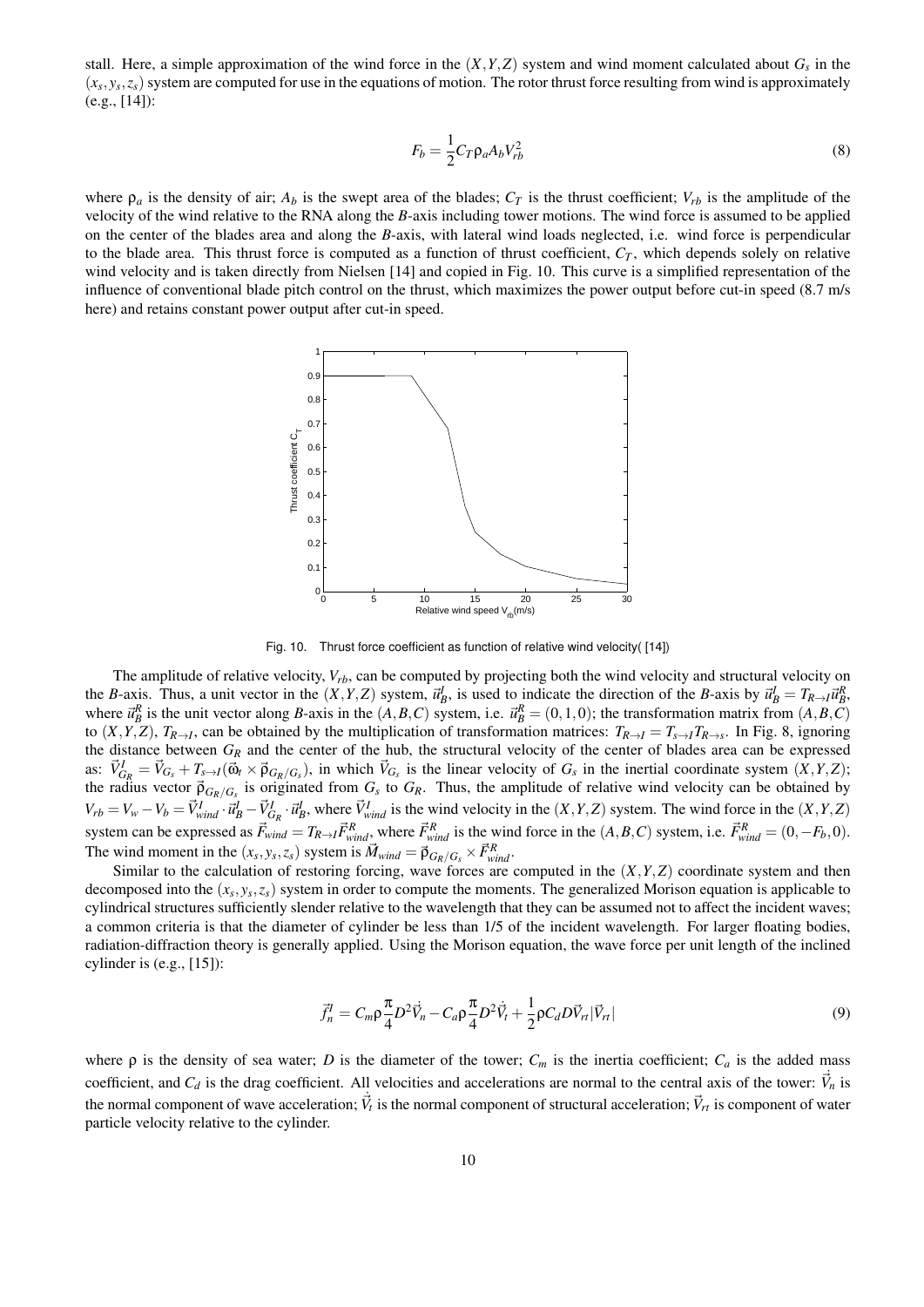stall. Here, a simple approximation of the wind force in the $(X,Y,Z)$ system and wind moment calculated about $G_s$ in the $(x_s, y_s, z_s)$ system are computed for use in the equations of motion. The rotor thrust force resulting from wind is approximately (e.g., [14]):

$$F_b = \frac{1}{2} C_T \rho_a A_b V_{rb}^2 \tag{8}$$

where $\rho_a$ is the density of air; $A_b$ is the swept area of the blades; $C_T$ is the thrust coefficient; $V_{rb}$ is the amplitude of the velocity of the wind relative to the RNA along the $B$-axis including tower motions. The wind force is assumed to be applied on the center of the blades area and along the $B$-axis, with lateral wind loads neglected, i.e. wind force is perpendicular to the blade area. This thrust force is computed as a function of thrust coefficient, $C_T$, which depends solely on relative wind velocity and is taken directly from Nielsen [14] and copied in Fig. 10. This curve is a simplified representation of the influence of conventional blade pitch control on the thrust, which maximizes the power output before cut-in speed (8.7 m/s here) and retains constant power output after cut-in speed.

Fig. 10. Thrust force coefficient as function of relative wind velocity( [14])

The amplitude of relative velocity, $V_{rb}$, can be computed by projecting both the wind velocity and structural velocity on the $B$-axis. Thus, a unit vector in the $(X,Y,Z)$ system, $\vec{u}_B^I$, is used to indicate the direction of the $B$-axis by $\vec{u}_B^I = T_{R \to I} \vec{u}_B^R$, where $\vec{u}_B^R$ is the unit vector along $B$-axis in the $(A,B,C)$ system, i.e. $\vec{u}_B^R = (0,1,0)$; the transformation matrix from $(A,B,C)$ to $(X,Y,Z)$, $T_{R \to I}$, can be obtained by the multiplication of transformation matrices: $T_{R \to I} = T_{s \to I} T_{R \to s}$. In Fig. 8, ignoring the distance between $G_R$ and the center of the hub, the structural velocity of the center of blades area can be expressed as: $\vec{V}_{G_R}^I = \vec{V}_{G_s} + T_{s \to I}(\vec{\omega}_t \times \vec{\rho}_{G_R/G_s})$, in which $\vec{V}_{G_s}$ is the linear velocity of $G_s$ in the inertial coordinate system $(X,Y,Z)$; the radius vector $\vec{\rho}_{G_R/G_s}$ is originated from $G_s$ to $G_R$. Thus, the amplitude of relative wind velocity can be obtained by $V_{rb} = V_w - V_b = \vec{V}_{wind}^I \cdot \vec{u}_B^I - \vec{V}_{G_R}^I \cdot \vec{u}_B^I$, where $\vec{V}_{wind}^I$ is the wind velocity in the $(X,Y,Z)$ system. The wind force in the $(X,Y,Z)$ system can be expressed as $\vec{F}_{wind} = T_{R \to I} \vec{F}_{wind}^R$, where $\vec{F}_{wind}^R$ is the wind force in the $(A,B,C)$ system, i.e. $\vec{F}_{wind}^R = (0, -F_b, 0)$. The wind moment in the $(x_s, y_s, z_s)$ system is $\vec{M}_{wind} = \vec{\rho}_{G_R/G_s} \times \vec{F}_{wind}^R$.

Similar to the calculation of restoring forcing, wave forces are computed in the $(X,Y,Z)$ coordinate system and then decomposed into the $(x_s, y_s, z_s)$ system in order to compute the moments. The generalized Morison equation is applicable to cylindrical structures sufficiently slender relative to the wavelength that they can be assumed not to affect the incident waves; a common criteria is that the diameter of cylinder be less than 1/5 of the incident wavelength. For larger floating bodies, radiation-diffraction theory is generally applied. Using the Morison equation, the wave force per unit length of the inclined cylinder is (e.g., [15]):

$$\vec{f}_n^I = C_m \rho \frac{\pi}{4} D^2 \dot{\vec{V}}_n - C_a \rho \frac{\pi}{4} D^2 \dot{\vec{V}}_t + \frac{1}{2} \rho C_d D \vec{V}_{rt} |\vec{V}_{rt}| \tag{9}$$

where $\rho$ is the density of sea water; $D$ is the diameter of the tower; $C_m$ is the inertia coefficient; $C_a$ is the added mass coefficient, and $C_d$ is the drag coefficient. All velocities and accelerations are normal to the central axis of the tower: $\dot{\vec{V}}_n$ is the normal component of wave acceleration; $\dot{\vec{V}}_t$ is the normal component of structural acceleration; $\vec{V}_{rt}$ is component of water particle velocity relative to the cylinder.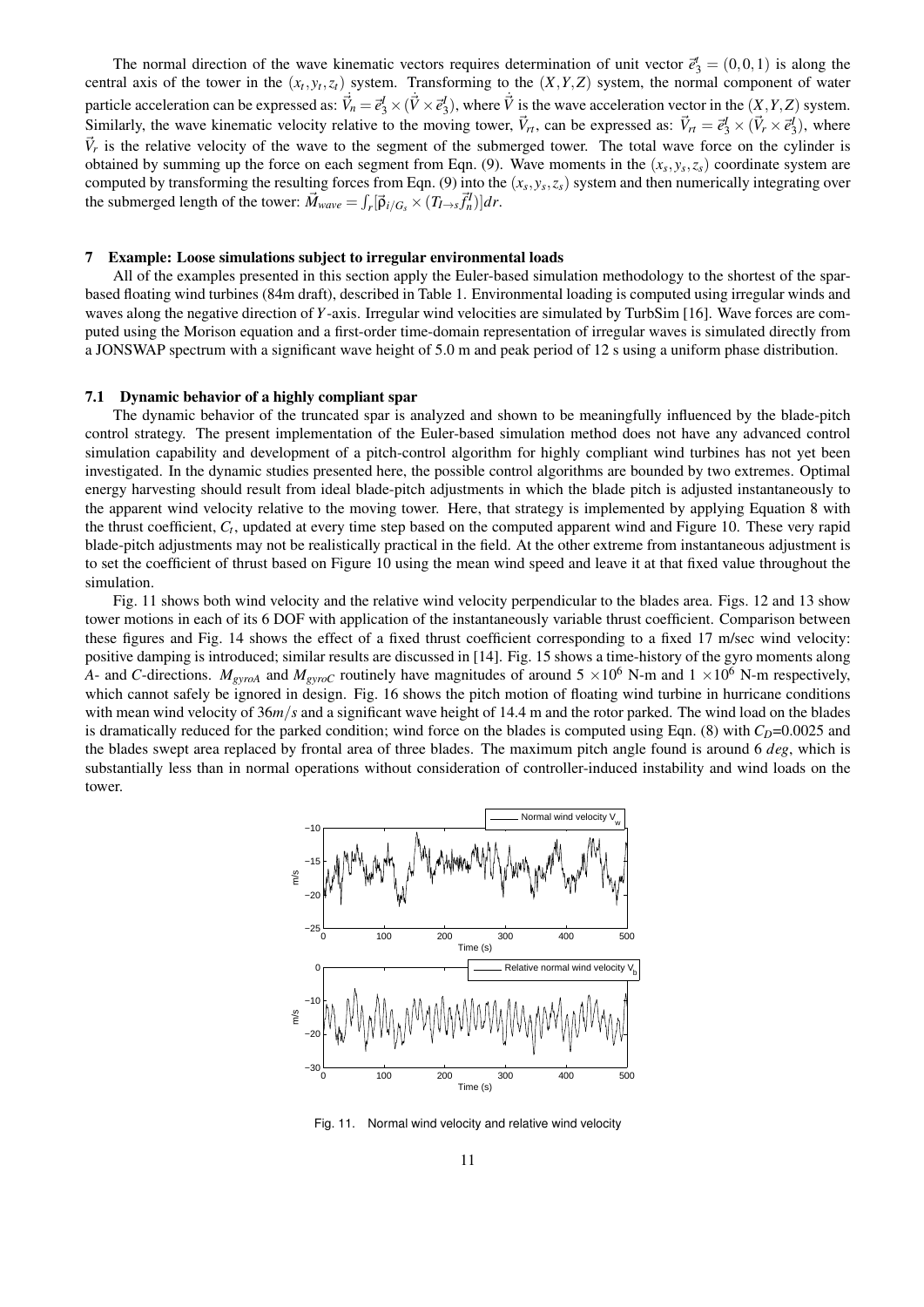The normal direction of the wave kinematic vectors requires determination of unit vector $\vec{e}^t_3 = (0,0,1)$ is along the central axis of the tower in the $(x_t, y_t, z_t)$ system. Transforming to the $(X,Y,Z)$ system, the normal component of water particle acceleration can be expressed as: $\dot{\vec{V}}_n = \vec{e}^I_3 \times (\dot{\vec{V}} \times \vec{e}^I_3)$, where $\dot{\vec{V}}$ is the wave acceleration vector in the $(X,Y,Z)$ system. Similarly, the wave kinematic velocity relative to the moving tower, $\vec{V}_{rt}$, can be expressed as: $\vec{V}_{rt} = \vec{e}^I_3 \times (\vec{V}_r \times \vec{e}^I_3)$, where $\vec{V}_r$ is the relative velocity of the wave to the segment of the submerged tower. The total wave force on the cylinder is obtained by summing up the force on each segment from Eqn. (9). Wave moments in the $(x_s, y_s, z_s)$ coordinate system are computed by transforming the resulting forces from Eqn. (9) into the $(x_s, y_s, z_s)$ system and then numerically integrating over the submerged length of the tower: $\vec{M}_{wave} = \int_r [\vec{\rho}_{i/G_s} \times (T_{I \to s} \vec{f}^I_n)] dr$.

## 7 Example: Loose simulations subject to irregular environmental loads

All of the examples presented in this section apply the Euler-based simulation methodology to the shortest of the spar-based floating wind turbines (84m draft), described in Table 1. Environmental loading is computed using irregular winds and waves along the negative direction of $Y$-axis. Irregular wind velocities are simulated by TurbSim [16]. Wave forces are computed using the Morison equation and a first-order time-domain representation of irregular waves is simulated directly from a JONSWAP spectrum with a significant wave height of 5.0 m and peak period of 12 s using a uniform phase distribution.

### 7.1 Dynamic behavior of a highly compliant spar

The dynamic behavior of the truncated spar is analyzed and shown to be meaningfully influenced by the blade-pitch control strategy. The present implementation of the Euler-based simulation method does not have any advanced control simulation capability and development of a pitch-control algorithm for highly compliant wind turbines has not yet been investigated. In the dynamic studies presented here, the possible control algorithms are bounded by two extremes. Optimal energy harvesting should result from ideal blade-pitch adjustments in which the blade pitch is adjusted instantaneously to the apparent wind velocity relative to the moving tower. Here, that strategy is implemented by applying Equation 8 with the thrust coefficient, $C_t$, updated at every time step based on the computed apparent wind and Figure 10. These very rapid blade-pitch adjustments may not be realistically practical in the field. At the other extreme from instantaneous adjustment is to set the coefficient of thrust based on Figure 10 using the mean wind speed and leave it at that fixed value throughout the simulation.

Fig. 11 shows both wind velocity and the relative wind velocity perpendicular to the blades area. Figs. 12 and 13 show tower motions in each of its 6 DOF with application of the instantaneously variable thrust coefficient. Comparison between these figures and Fig. 14 shows the effect of a fixed thrust coefficient corresponding to a fixed 17 m/sec wind velocity: positive damping is introduced; similar results are discussed in [14]. Fig. 15 shows a time-history of the gyro moments along $A$- and $C$-directions. $M_{gyroA}$ and $M_{gyroC}$ routinely have magnitudes of around $5 \times 10^6$ N-m and $1 \times 10^6$ N-m respectively, which cannot safely be ignored in design. Fig. 16 shows the pitch motion of floating wind turbine in hurricane conditions with mean wind velocity of $36 m/s$ and a significant wave height of 14.4 m and the rotor parked. The wind load on the blades is dramatically reduced for the parked condition; wind force on the blades is computed using Eqn. (8) with $C_D$=0.0025 and the blades swept area replaced by frontal area of three blades. The maximum pitch angle found is around 6 $deg$, which is substantially less than in normal operations without consideration of controller-induced instability and wind loads on the tower.

Fig. 11. Normal wind velocity and relative wind velocity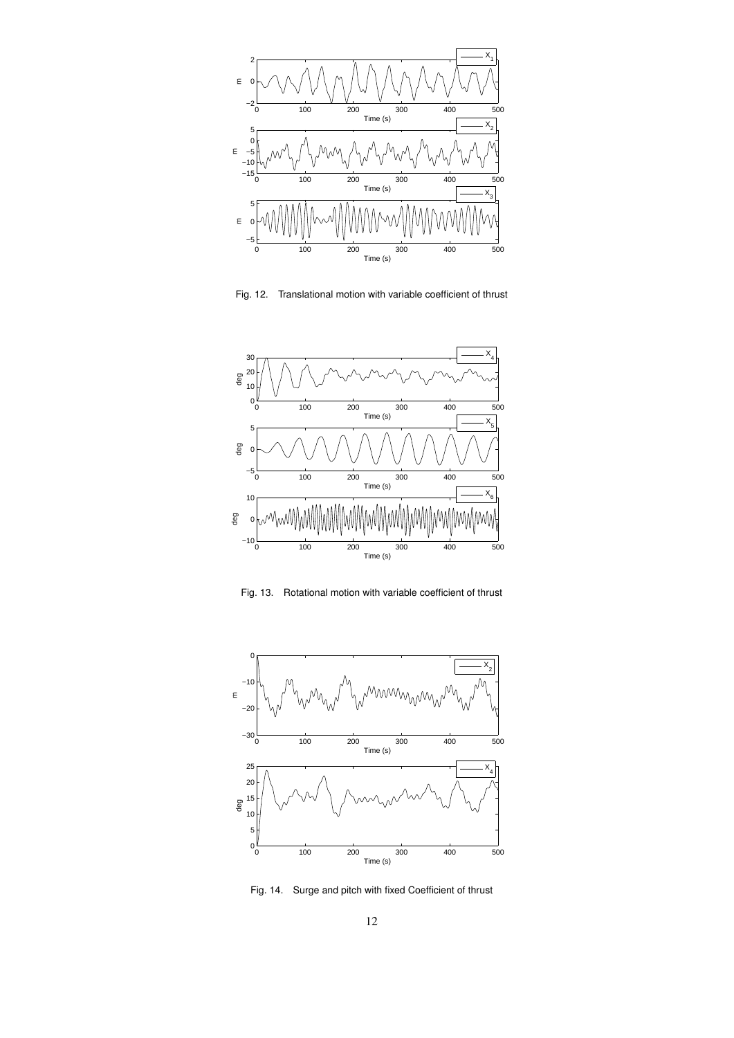Fig. 12. Translational motion with variable coefficient of thrust

Fig. 13. Rotational motion with variable coefficient of thrust

Fig. 14. Surge and pitch with fixed Coefficient of thrust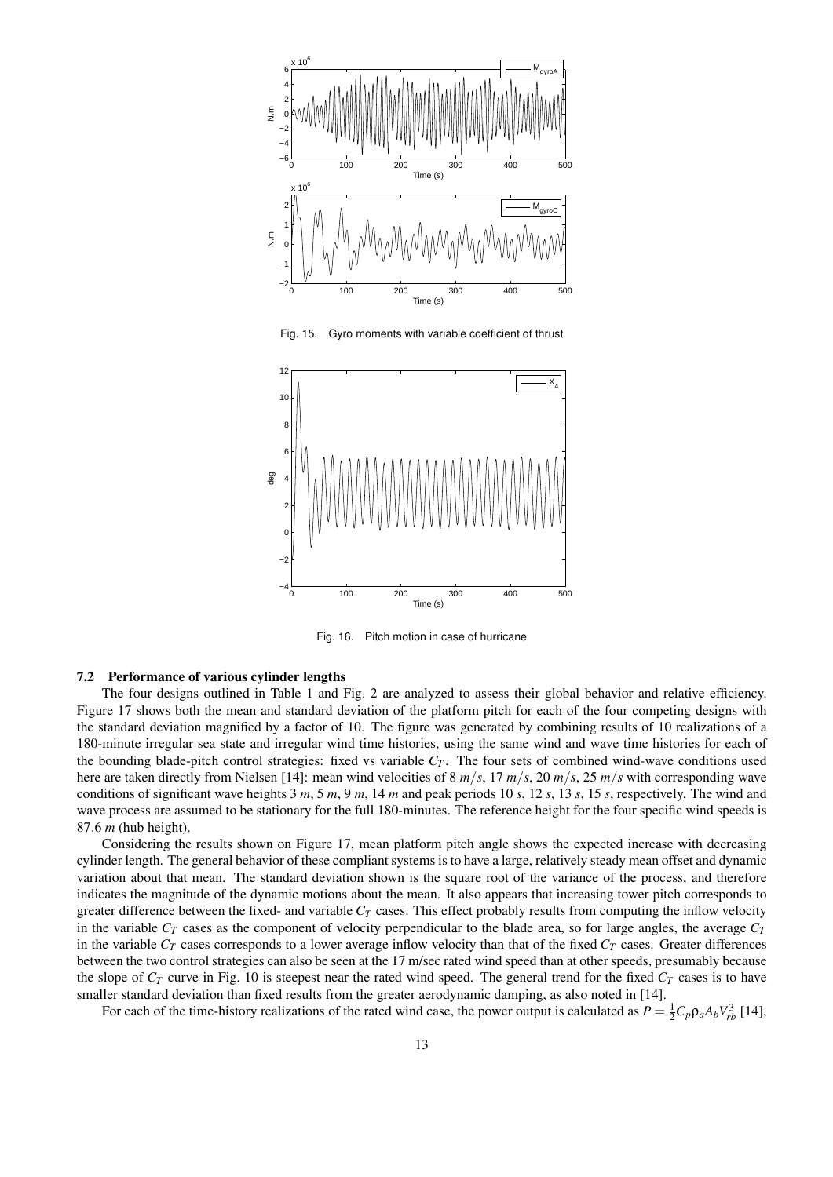Fig. 15. Gyro moments with variable coefficient of thrust

Fig. 16. Pitch motion in case of hurricane

### 7.2 Performance of various cylinder lengths

The four designs outlined in Table 1 and Fig. 2 are analyzed to assess their global behavior and relative efficiency. Figure 17 shows both the mean and standard deviation of the platform pitch for each of the four competing designs with the standard deviation magnified by a factor of 10. The figure was generated by combining results of 10 realizations of a 180-minute irregular sea state and irregular wind time histories, using the same wind and wave time histories for each of the bounding blade-pitch control strategies: fixed vs variable $C_T$. The four sets of combined wind-wave conditions used here are taken directly from Nielsen [14]: mean wind velocities of 8 $m/s$, 17 $m/s$, 20 $m/s$, 25 $m/s$ with corresponding wave conditions of significant wave heights 3 $m$, 5 $m$, 9 $m$, 14 $m$ and peak periods 10 $s$, 12 $s$, 13 $s$, 15 $s$, respectively. The wind and wave process are assumed to be stationary for the full 180-minutes. The reference height for the four specific wind speeds is 87.6 $m$ (hub height).

Considering the results shown on Figure 17, mean platform pitch angle shows the expected increase with decreasing cylinder length. The general behavior of these compliant systems is to have a large, relatively steady mean offset and dynamic variation about that mean. The standard deviation shown is the square root of the variance of the process, and therefore indicates the magnitude of the dynamic motions about the mean. It also appears that increasing tower pitch corresponds to greater difference between the fixed- and variable $C_T$ cases. This effect probably results from computing the inflow velocity in the variable $C_T$ cases as the component of velocity perpendicular to the blade area, so for large angles, the average $C_T$ in the variable $C_T$ cases corresponds to a lower average inflow velocity than that of the fixed $C_T$ cases. Greater differences between the two control strategies can also be seen at the 17 m/sec rated wind speed than at other speeds, presumably because the slope of $C_T$ curve in Fig. 10 is steepest near the rated wind speed. The general trend for the fixed $C_T$ cases is to have smaller standard deviation than fixed results from the greater aerodynamic damping, as also noted in [14].

For each of the time-history realizations of the rated wind case, the power output is calculated as $P = \frac{1}{2}C_p\rho_a A_b V_{rb}^3$ [14],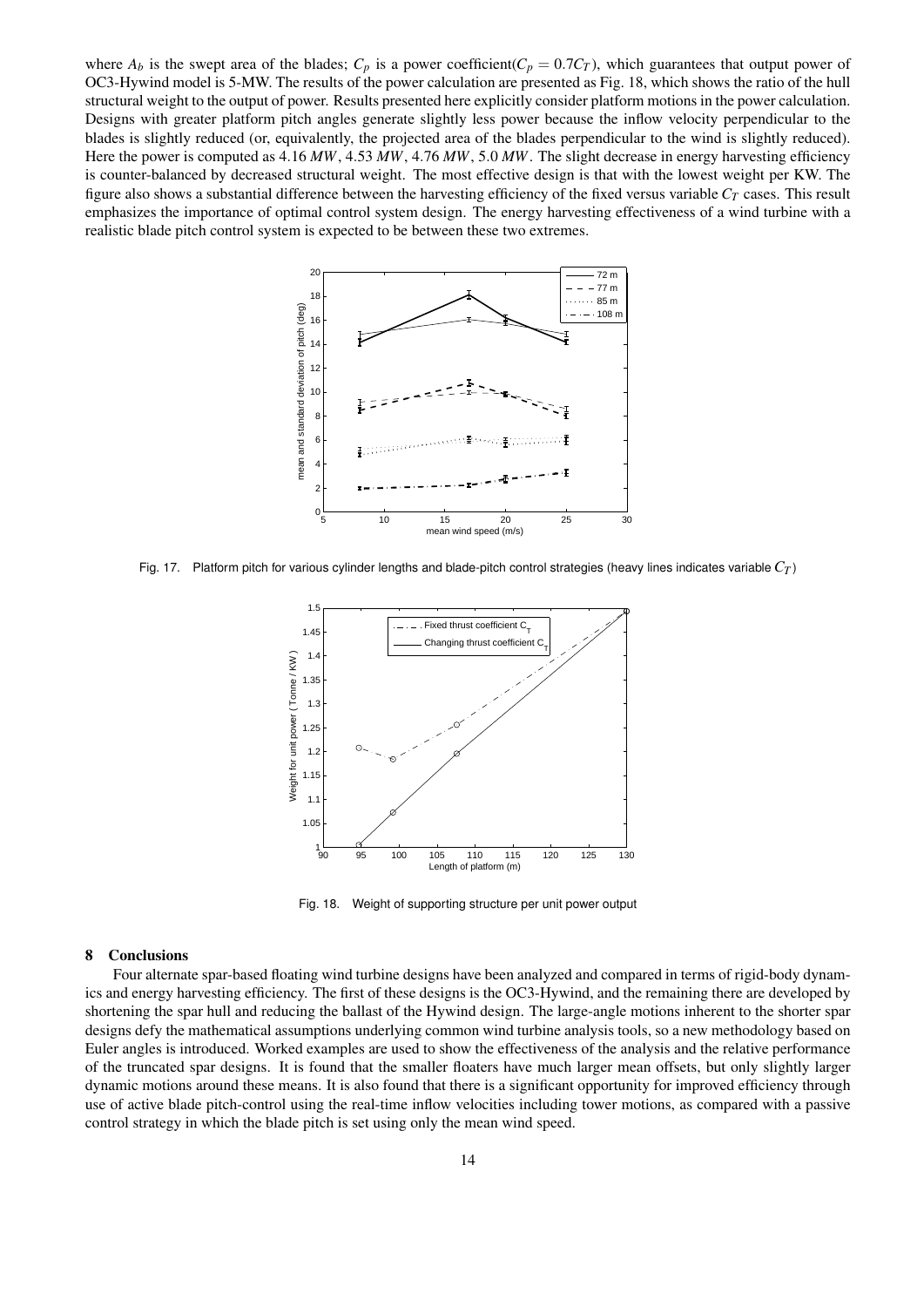where $A_b$ is the swept area of the blades; $C_p$ is a power coefficient($C_p = 0.7C_T$), which guarantees that output power of OC3-Hywind model is 5-MW. The results of the power calculation are presented as Fig. 18, which shows the ratio of the hull structural weight to the output of power. Results presented here explicitly consider platform motions in the power calculation. Designs with greater platform pitch angles generate slightly less power because the inflow velocity perpendicular to the blades is slightly reduced (or, equivalently, the projected area of the blades perpendicular to the wind is slightly reduced). Here the power is computed as 4.16 $MW$, 4.53 $MW$, 4.76 $MW$, 5.0 $MW$. The slight decrease in energy harvesting efficiency is counter-balanced by decreased structural weight. The most effective design is that with the lowest weight per KW. The figure also shows a substantial difference between the harvesting efficiency of the fixed versus variable $C_T$ cases. This result emphasizes the importance of optimal control system design. The energy harvesting effectiveness of a wind turbine with a realistic blade pitch control system is expected to be between these two extremes.

Fig. 17. Platform pitch for various cylinder lengths and blade-pitch control strategies (heavy lines indicates variable $C_T$)

Fig. 18. Weight of supporting structure per unit power output

## 8 Conclusions

Four alternate spar-based floating wind turbine designs have been analyzed and compared in terms of rigid-body dynamics and energy harvesting efficiency. The first of these designs is the OC3-Hywind, and the remaining there are developed by shortening the spar hull and reducing the ballast of the Hywind design. The large-angle motions inherent to the shorter spar designs defy the mathematical assumptions underlying common wind turbine analysis tools, so a new methodology based on Euler angles is introduced. Worked examples are used to show the effectiveness of the analysis and the relative performance of the truncated spar designs. It is found that the smaller floaters have much larger mean offsets, but only slightly larger dynamic motions around these means. It is also found that there is a significant opportunity for improved efficiency through use of active blade pitch-control using the real-time inflow velocities including tower motions, as compared with a passive control strategy in which the blade pitch is set using only the mean wind speed.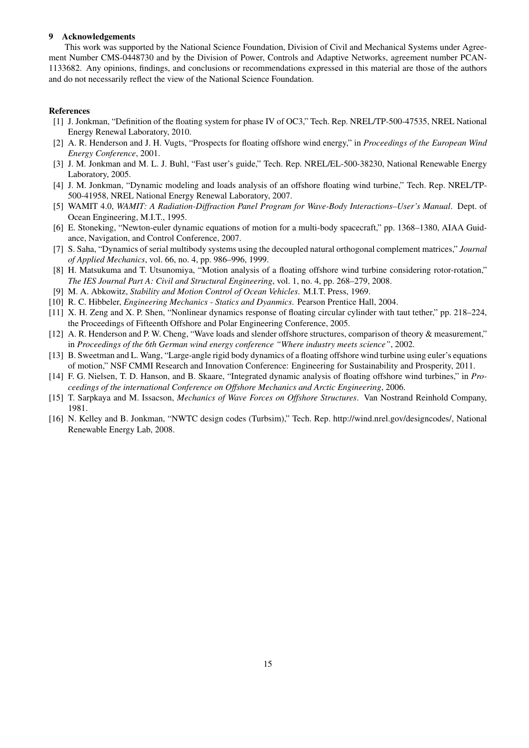## 9 Acknowledgements

This work was supported by the National Science Foundation, Division of Civil and Mechanical Systems under Agreement Number CMS-0448730 and by the Division of Power, Controls and Adaptive Networks, agreement number PCAN-1133682. Any opinions, findings, and conclusions or recommendations expressed in this material are those of the authors and do not necessarily reflect the view of the National Science Foundation.

## References

[1] J. Jonkman, "Definition of the floating system for phase IV of OC3," Tech. Rep. NREL/TP-500-47535, NREL National Energy Renewal Laboratory, 2010.

[2] A. R. Henderson and J. H. Vugts, "Prospects for floating offshore wind energy," in *Proceedings of the European Wind Energy Conference*, 2001.

[3] J. M. Jonkman and M. L. J. Buhl, "Fast user's guide," Tech. Rep. NREL/EL-500-38230, National Renewable Energy Laboratory, 2005.

[4] J. M. Jonkman, "Dynamic modeling and loads analysis of an offshore floating wind turbine," Tech. Rep. NREL/TP-500-41958, NREL National Energy Renewal Laboratory, 2007.

[5] WAMIT 4.0, *WAMIT: A Radiation-Diffraction Panel Program for Wave-Body Interactions–User's Manual*. Dept. of Ocean Engineering, M.I.T., 1995.

[6] E. Stoneking, "Newton-euler dynamic equations of motion for a multi-body spacecraft," pp. 1368–1380, AIAA Guidance, Navigation, and Control Conference, 2007.

[7] S. Saha, "Dynamics of serial multibody systems using the decoupled natural orthogonal complement matrices," *Journal of Applied Mechanics*, vol. 66, no. 4, pp. 986–996, 1999.

[8] H. Matsukuma and T. Utsunomiya, "Motion analysis of a floating offshore wind turbine considering rotor-rotation," *The IES Journal Part A: Civil and Structural Engineering*, vol. 1, no. 4, pp. 268–279, 2008.

[9] M. A. Abkowitz, *Stability and Motion Control of Ocean Vehicles*. M.I.T. Press, 1969.

[10] R. C. Hibbeler, *Engineering Mechanics - Statics and Dyanmics*. Pearson Prentice Hall, 2004.

[11] X. H. Zeng and X. P. Shen, "Nonlinear dynamics response of floating circular cylinder with taut tether," pp. 218–224, the Proceedings of Fifteenth Offshore and Polar Engineering Conference, 2005.

[12] A. R. Henderson and P. W. Cheng, "Wave loads and slender offshore structures, comparison of theory & measurement," in *Proceedings of the 6th German wind energy conference "Where industry meets science"*, 2002.

[13] B. Sweetman and L. Wang, "Large-angle rigid body dynamics of a floating offshore wind turbine using euler's equations of motion," NSF CMMI Research and Innovation Conference: Engineering for Sustainability and Prosperity, 2011.

[14] F. G. Nielsen, T. D. Hanson, and B. Skaare, "Integrated dynamic analysis of floating offshore wind turbines," in *Proceedings of the international Conference on Offshore Mechanics and Arctic Engineering*, 2006.

[15] T. Sarpkaya and M. Issacson, *Mechanics of Wave Forces on Offshore Structures*. Van Nostrand Reinhold Company, 1981.

[16] N. Kelley and B. Jonkman, "NWTC design codes (Turbsim)," Tech. Rep. http://wind.nrel.gov/designcodes/, National Renewable Energy Lab, 2008.